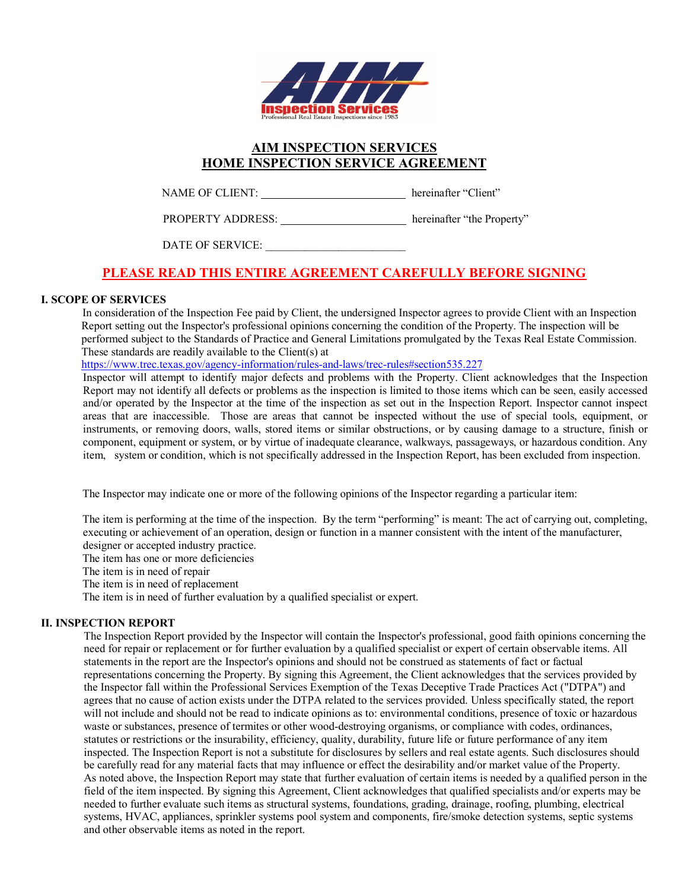AIM Inspection Services
Professional Real Estate Inspections since 1983

# AIM INSPECTION SERVICES
# HOME INSPECTION SERVICE AGREEMENT

NAME OF CLIENT: \_\_\_\_\_\_\_\_\_\_\_\_\_\_\_\_\_\_\_\_\_\_\_\_ hereinafter "Client"

PROPERTY ADDRESS: \_\_\_\_\_\_\_\_\_\_\_\_\_\_\_\_\_\_\_\_\_\_\_\_ hereinafter "the Property"

DATE OF SERVICE: \_\_\_\_\_\_\_\_\_\_\_\_\_\_\_\_\_\_\_\_\_\_\_\_

**PLEASE READ THIS ENTIRE AGREEMENT CAREFULLY BEFORE SIGNING**

## I. SCOPE OF SERVICES

In consideration of the Inspection Fee paid by Client, the undersigned Inspector agrees to provide Client with an Inspection Report setting out the Inspector's professional opinions concerning the condition of the Property. The inspection will be performed subject to the Standards of Practice and General Limitations promulgated by the Texas Real Estate Commission. These standards are readily available to the Client(s) at https://www.trec.texas.gov/agency-information/rules-and-laws/trec-rules#section535.227

Inspector will attempt to identify major defects and problems with the Property. Client acknowledges that the Inspection Report may not identify all defects or problems as the inspection is limited to those items which can be seen, easily accessed and/or operated by the Inspector at the time of the inspection as set out in the Inspection Report. Inspector cannot inspect areas that are inaccessible. Those are areas that cannot be inspected without the use of special tools, equipment, or instruments, or removing doors, walls, stored items or similar obstructions, or by causing damage to a structure, finish or component, equipment or system, or by virtue of inadequate clearance, walkways, passageways, or hazardous condition. Any item, system or condition, which is not specifically addressed in the Inspection Report, has been excluded from inspection.

The Inspector may indicate one or more of the following opinions of the Inspector regarding a particular item:

The item is performing at the time of the inspection. By the term "performing" is meant: The act of carrying out, completing, executing or achievement of an operation, design or function in a manner consistent with the intent of the manufacturer, designer or accepted industry practice.
The item has one or more deficiencies
The item is in need of repair
The item is in need of replacement
The item is in need of further evaluation by a qualified specialist or expert.

## II. INSPECTION REPORT

The Inspection Report provided by the Inspector will contain the Inspector's professional, good faith opinions concerning the need for repair or replacement or for further evaluation by a qualified specialist or expert of certain observable items. All statements in the report are the Inspector's opinions and should not be construed as statements of fact or factual representations concerning the Property. By signing this Agreement, the Client acknowledges that the services provided by the Inspector fall within the Professional Services Exemption of the Texas Deceptive Trade Practices Act ("DTPA") and agrees that no cause of action exists under the DTPA related to the services provided. Unless specifically stated, the report will not include and should not be read to indicate opinions as to: environmental conditions, presence of toxic or hazardous waste or substances, presence of termites or other wood-destroying organisms, or compliance with codes, ordinances, statutes or restrictions or the insurability, efficiency, quality, durability, future life or future performance of any item inspected. The Inspection Report is not a substitute for disclosures by sellers and real estate agents. Such disclosures should be carefully read for any material facts that may influence or effect the desirability and/or market value of the Property.
As noted above, the Inspection Report may state that further evaluation of certain items is needed by a qualified person in the field of the item inspected. By signing this Agreement, Client acknowledges that qualified specialists and/or experts may be needed to further evaluate such items as structural systems, foundations, grading, drainage, roofing, plumbing, electrical systems, HVAC, appliances, sprinkler systems pool system and components, fire/smoke detection systems, septic systems and other observable items as noted in the report.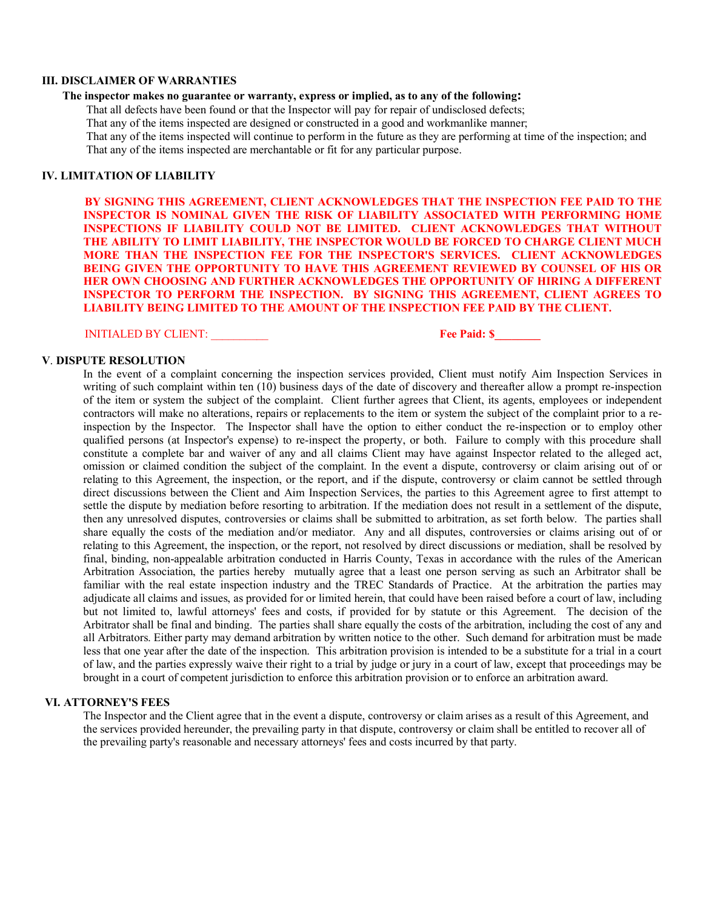### III. DISCLAIMER OF WARRANTIES

**The inspector makes no guarantee or warranty, express or implied, as to any of the following:**

That all defects have been found or that the Inspector will pay for repair of undisclosed defects;
That any of the items inspected are designed or constructed in a good and workmanlike manner;
That any of the items inspected will continue to perform in the future as they are performing at time of the inspection; and
That any of the items inspected are merchantable or fit for any particular purpose.

### IV. LIMITATION OF LIABILITY

**BY SIGNING THIS AGREEMENT, CLIENT ACKNOWLEDGES THAT THE INSPECTION FEE PAID TO THE INSPECTOR IS NOMINAL GIVEN THE RISK OF LIABILITY ASSOCIATED WITH PERFORMING HOME INSPECTIONS IF LIABILITY COULD NOT BE LIMITED. CLIENT ACKNOWLEDGES THAT WITHOUT THE ABILITY TO LIMIT LIABILITY, THE INSPECTOR WOULD BE FORCED TO CHARGE CLIENT MUCH MORE THAN THE INSPECTION FEE FOR THE INSPECTOR'S SERVICES. CLIENT ACKNOWLEDGES BEING GIVEN THE OPPORTUNITY TO HAVE THIS AGREEMENT REVIEWED BY COUNSEL OF HIS OR HER OWN CHOOSING AND FURTHER ACKNOWLEDGES THE OPPORTUNITY OF HIRING A DIFFERENT INSPECTOR TO PERFORM THE INSPECTION. BY SIGNING THIS AGREEMENT, CLIENT AGREES TO LIABILITY BEING LIMITED TO THE AMOUNT OF THE INSPECTION FEE PAID BY THE CLIENT.**

INITIALED BY CLIENT: __________ **Fee Paid: $________**

### V. DISPUTE RESOLUTION

In the event of a complaint concerning the inspection services provided, Client must notify Aim Inspection Services in writing of such complaint within ten (10) business days of the date of discovery and thereafter allow a prompt re-inspection of the item or system the subject of the complaint. Client further agrees that Client, its agents, employees or independent contractors will make no alterations, repairs or replacements to the item or system the subject of the complaint prior to a re-inspection by the Inspector. The Inspector shall have the option to either conduct the re-inspection or to employ other qualified persons (at Inspector's expense) to re-inspect the property, or both. Failure to comply with this procedure shall constitute a complete bar and waiver of any and all claims Client may have against Inspector related to the alleged act, omission or claimed condition the subject of the complaint. In the event a dispute, controversy or claim arising out of or relating to this Agreement, the inspection, or the report, and if the dispute, controversy or claim cannot be settled through direct discussions between the Client and Aim Inspection Services, the parties to this Agreement agree to first attempt to settle the dispute by mediation before resorting to arbitration. If the mediation does not result in a settlement of the dispute, then any unresolved disputes, controversies or claims shall be submitted to arbitration, as set forth below. The parties shall share equally the costs of the mediation and/or mediator. Any and all disputes, controversies or claims arising out of or relating to this Agreement, the inspection, or the report, not resolved by direct discussions or mediation, shall be resolved by final, binding, non-appealable arbitration conducted in Harris County, Texas in accordance with the rules of the American Arbitration Association, the parties hereby mutually agree that a least one person serving as such an Arbitrator shall be familiar with the real estate inspection industry and the TREC Standards of Practice. At the arbitration the parties may adjudicate all claims and issues, as provided for or limited herein, that could have been raised before a court of law, including but not limited to, lawful attorneys' fees and costs, if provided for by statute or this Agreement. The decision of the Arbitrator shall be final and binding. The parties shall share equally the costs of the arbitration, including the cost of any and all Arbitrators. Either party may demand arbitration by written notice to the other. Such demand for arbitration must be made less that one year after the date of the inspection. This arbitration provision is intended to be a substitute for a trial in a court of law, and the parties expressly waive their right to a trial by judge or jury in a court of law, except that proceedings may be brought in a court of competent jurisdiction to enforce this arbitration provision or to enforce an arbitration award.

### VI. ATTORNEY'S FEES

The Inspector and the Client agree that in the event a dispute, controversy or claim arises as a result of this Agreement, and the services provided hereunder, the prevailing party in that dispute, controversy or claim shall be entitled to recover all of the prevailing party's reasonable and necessary attorneys' fees and costs incurred by that party.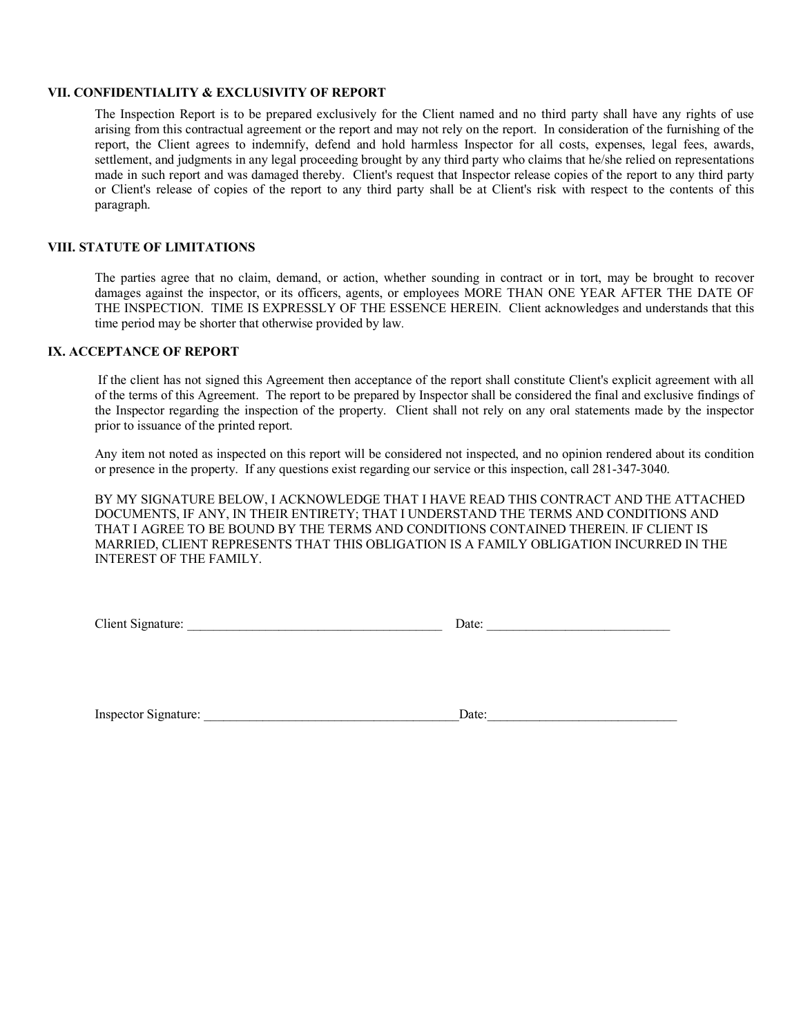## VII. CONFIDENTIALITY & EXCLUSIVITY OF REPORT

The Inspection Report is to be prepared exclusively for the Client named and no third party shall have any rights of use arising from this contractual agreement or the report and may not rely on the report. In consideration of the furnishing of the report, the Client agrees to indemnify, defend and hold harmless Inspector for all costs, expenses, legal fees, awards, settlement, and judgments in any legal proceeding brought by any third party who claims that he/she relied on representations made in such report and was damaged thereby. Client's request that Inspector release copies of the report to any third party or Client's release of copies of the report to any third party shall be at Client's risk with respect to the contents of this paragraph.

## VIII. STATUTE OF LIMITATIONS

The parties agree that no claim, demand, or action, whether sounding in contract or in tort, may be brought to recover damages against the inspector, or its officers, agents, or employees MORE THAN ONE YEAR AFTER THE DATE OF THE INSPECTION. TIME IS EXPRESSLY OF THE ESSENCE HEREIN. Client acknowledges and understands that this time period may be shorter that otherwise provided by law.

## IX. ACCEPTANCE OF REPORT

If the client has not signed this Agreement then acceptance of the report shall constitute Client's explicit agreement with all of the terms of this Agreement. The report to be prepared by Inspector shall be considered the final and exclusive findings of the Inspector regarding the inspection of the property. Client shall not rely on any oral statements made by the inspector prior to issuance of the printed report.

Any item not noted as inspected on this report will be considered not inspected, and no opinion rendered about its condition or presence in the property. If any questions exist regarding our service or this inspection, call 281-347-3040.

BY MY SIGNATURE BELOW, I ACKNOWLEDGE THAT I HAVE READ THIS CONTRACT AND THE ATTACHED DOCUMENTS, IF ANY, IN THEIR ENTIRETY; THAT I UNDERSTAND THE TERMS AND CONDITIONS AND THAT I AGREE TO BE BOUND BY THE TERMS AND CONDITIONS CONTAINED THEREIN. IF CLIENT IS MARRIED, CLIENT REPRESENTS THAT THIS OBLIGATION IS A FAMILY OBLIGATION INCURRED IN THE INTEREST OF THE FAMILY.

Client Signature: ______________________________________ Date: ____________________________

Inspector Signature: ______________________________________Date:____________________________